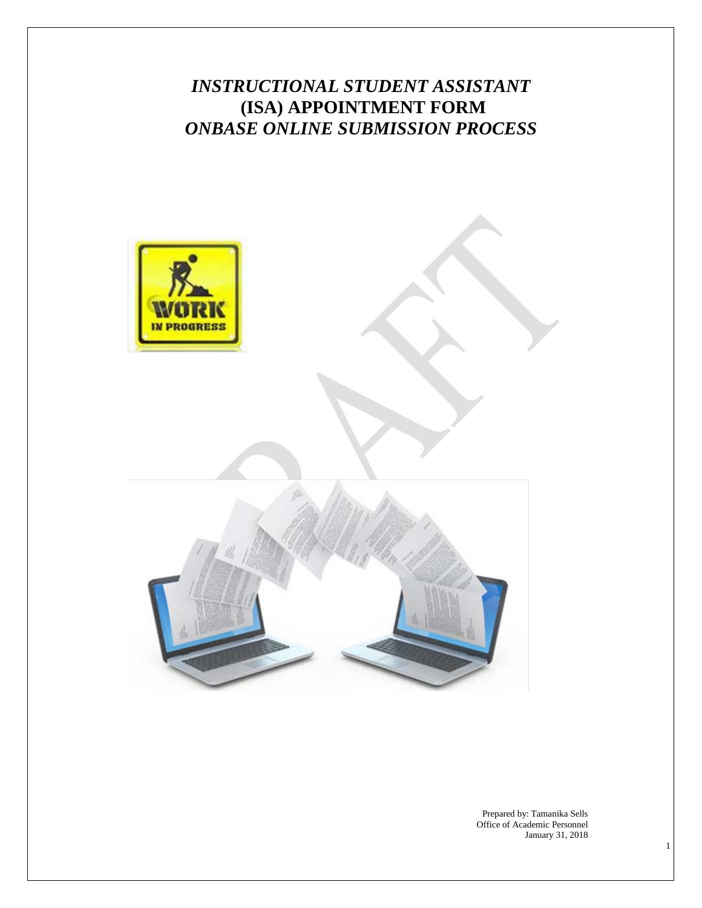# *INSTRUCTIONAL STUDENT ASSISTANT*
# (ISA) APPOINTMENT FORM
# *ONBASE ONLINE SUBMISSION PROCESS*

Prepared by: Tamanika Sells
Office of Academic Personnel
January 31, 2018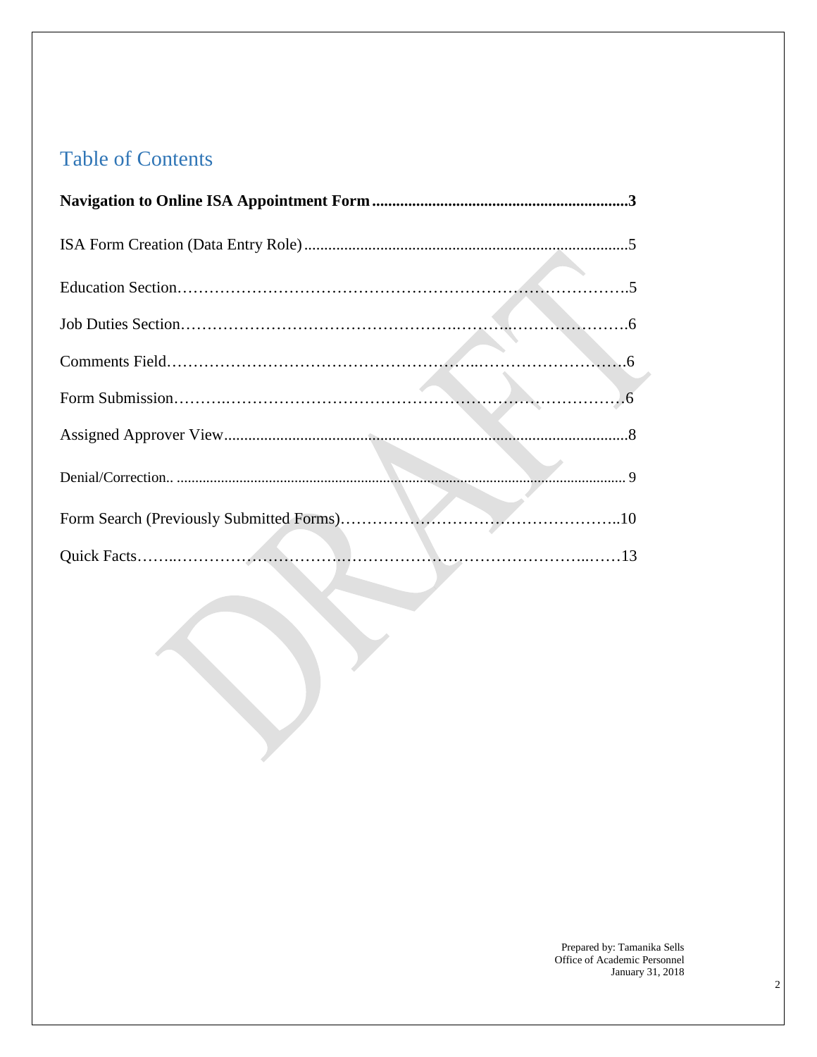# Table of Contents

**Navigation to Online ISA Appointment Form................................................................3**

ISA Form Creation (Data Entry Role)................................................................................5

Education Section……………………………………………………………………….5

Job Duties Section…………………………………………..……………………………6

Comments Field……………………………………………...…………………………6

Form Submission……….…………………………………………………………………6

Assigned Approver View......................................................................................................8

Denial/Correction.. ........................................................................................................................ 9

Form Search (Previously Submitted Forms)……………………………………………..10

Quick Facts……..…………………………………………………………………..……13

Prepared by: Tamanika Sells
Office of Academic Personnel
January 31, 2018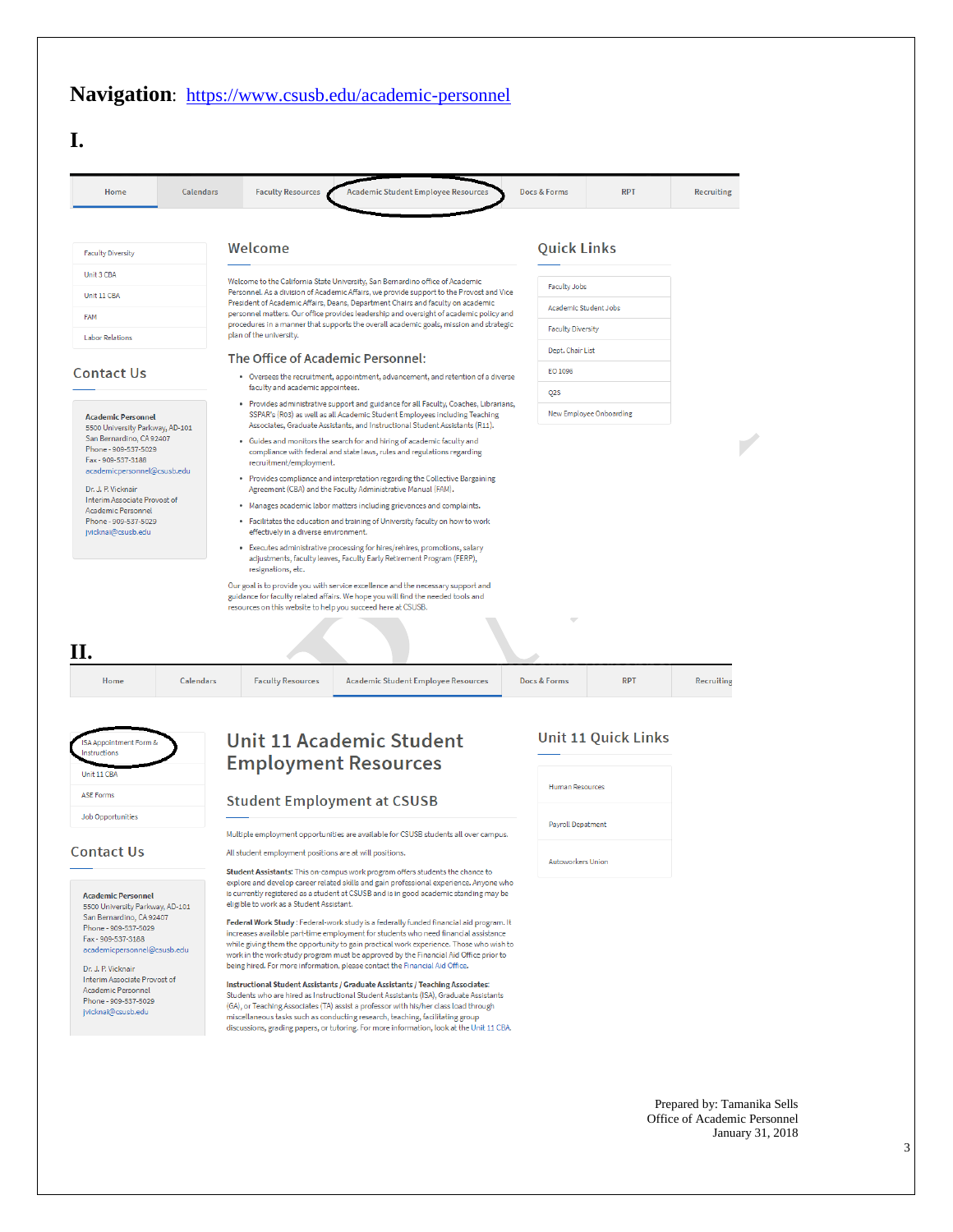**Navigation**: https://www.csusb.edu/academic-personnel

# I.

Home | Calendars | Faculty Resources | Academic Student Employee Resources | Docs & Forms | RPT | Recruiting

- Faculty Diversity
- Unit 3 CBA
- Unit 11 CBA
- FAM
- Labor Relations

## Contact Us

**Academic Personnel**
5500 University Parkway, AD-101
San Bernardino, CA 92407
Phone - 909-537-5029
Fax - 909-537-3188
academicpersonnel@csusb.edu

Dr. J. P. Vicknair
Interim Associate Provost of Academic Personnel
Phone - 909-537-5029
jvicknai@csusb.edu

## Welcome

Welcome to the California State University, San Bernardino office of Academic Personnel. As a division of Academic Affairs, we provide support to the Provost and Vice President of Academic Affairs, Deans, Department Chairs and faculty on academic personnel matters. Our office provides leadership and oversight of academic policy and procedures in a manner that supports the overall academic goals, mission and strategic plan of the university.

### The Office of Academic Personnel:

- Oversees the recruitment, appointment, advancement, and retention of a diverse faculty and academic appointees.
- Provides administrative support and guidance for all Faculty, Coaches, Librarians, SSPAR's (R03) as well as all Academic Student Employees including Teaching Associates, Graduate Assistants, and Instructional Student Assistants (R11).
- Guides and monitors the search for and hiring of academic faculty and compliance with federal and state laws, rules and regulations regarding recruitment/employment.
- Provides compliance and interpretation regarding the Collective Bargaining Agreement (CBA) and the Faculty Administrative Manual (FAM).
- Manages academic labor matters including grievances and complaints.
- Facilitates the education and training of University faculty on how to work effectively in a diverse environment.
- Executes administrative processing for hires/rehires, promotions, salary adjustments, faculty leaves, Faculty Early Retirement Program (FERP), resignations, etc.

Our goal is to provide you with service excellence and the necessary support and guidance for faculty related affairs. We hope you will find the needed tools and resources on this website to help you succeed here at CSUSB.

## Quick Links

- Faculty Jobs
- Academic Student Jobs
- Faculty Diversity
- Dept. Chair List
- EO 1096
- Q2S
- New Employee Onboarding

# II.

Home | Calendars | Faculty Resources | Academic Student Employee Resources | Docs & Forms | RPT | Recruiting

- ISA Appointment Form & Instructions
- Unit 11 CBA
- ASE Forms
- Job Opportunities

## Contact Us

**Academic Personnel**
5500 University Parkway, AD-101
San Bernardino, CA 92407
Phone - 909-537-5029
Fax - 909-537-3188
academicpersonnel@csusb.edu

Dr. J. P. Vicknair
Interim Associate Provost of Academic Personnel
Phone - 909-537-5029
jvicknai@csusb.edu

## Unit 11 Academic Student Employment Resources

### Student Employment at CSUSB

Multiple employment opportunities are available for CSUSB students all over campus.

All student employment positions are at will positions.

**Student Assistants**: This on-campus work program offers students the chance to explore and develop career related skills and gain professional experience. Anyone who is currently registered as a student at CSUSB and is in good academic standing may be eligible to work as a Student Assistant.

**Federal Work Study** : Federal-work study is a federally funded financial aid program. It increases available part-time employment for students who need financial assistance while giving them the opportunity to gain practical work experience. Those who wish to work in the work study program must be approved by the Financial Aid Office prior to being hired. For more information, please contact the Financial Aid Office.

**Instructional Student Assistants / Graduate Assistants / Teaching Associates**: Students who are hired as Instructional Student Assistants (ISA), Graduate Assistants (GA), or Teaching Associates (TA) assist a professor with his/her class load through miscellaneous tasks such as conducting research, teaching, facilitating group discussions, grading papers, or tutoring. For more information, look at the Unit 11 CBA.

## Unit 11 Quick Links

- Human Resources
- Payroll Depatment
- Autoworkers Union

Prepared by: Tamanika Sells
Office of Academic Personnel
January 31, 2018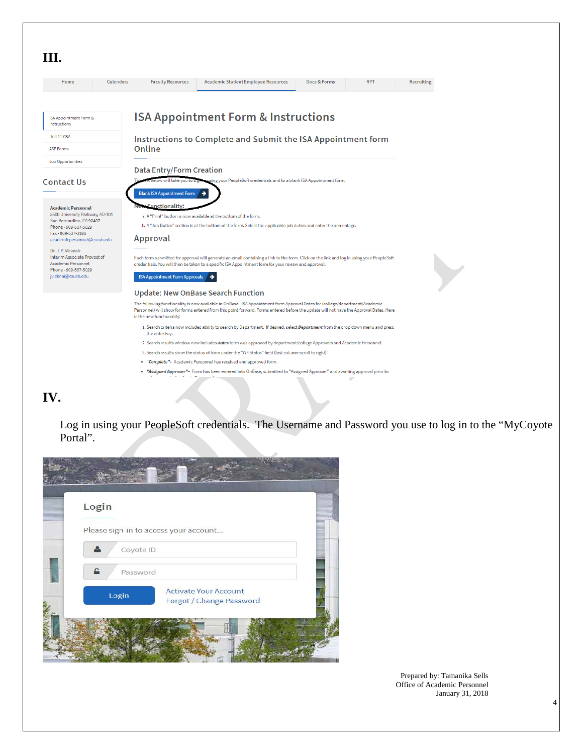# III.

| Home | Calendars | Faculty Resources | Academic Student Employee Resources | Docs & Forms | RPT | Recruiting |
|---|---|---|---|---|---|---|

- ISA Appointment Form & Instructions
- Unit 11 CBA
- ASE Forms
- Job Opportunities

## Contact Us

**Academic Personnel**
5500 University Parkway, AD-101
San Bernardino, CA 92407
Phone - 909-537-5029
Fax - 909-537-3188
academicpersonnel@csusb.edu

Dr. J. P. Vicknair
Interim Associate Provost of Academic Personnel
Phone - 909-537-5029
jvicknai@csusb.edu

## ISA Appointment Form & Instructions

### Instructions to Complete and Submit the ISA Appointment form Online

#### Data Entry/Form Creation

The link below will take you to sign in using your PeopleSoft credentials and to a blank ISA Appointment form.

Blank ISA Appointment Form

New Functionality:

a. A "Print" button is now available at the bottom of the form.

b. A "Job Duties" section is at the bottom of the form. Select the applicable job duties and enter the percentage.

#### Approval

Each form submitted for approval will generate an email containing a link to the form. Click on the link and log in using your PeopleSoft credentials. You will then be taken to a specific ISA Appointment form for your review and approval.

ISA Appointment Form Approvals

#### Update: New OnBase Search Function

The following functionality is now available in OnBase. ISA Appointment form Approval Dates for (college/department/Academic Personnel) will show for forms entered from this point forward. Forms entered before the update will not have the Approval Dates. Here is the new functionality:

1. Search criteria now includes ability to search by Department. If desired, select ***Department*** from the drop down menu and press the enter key.
2. Search results window now includes ***dates*** form was approved by department/college Approvers and Academic Personnel.
3. Search results show the status of form under the "WF Status" field (last column-scroll to right):

- "***Complete***"= Academic Personnel has received and approved form.
- "***Assigned Approver***"= Form has been entered into OnBase, submitted to "Assigned Approver" and awaiting approval prior to

# IV.

Log in using your PeopleSoft credentials. The Username and Password you use to log in to the "MyCoyote Portal".

**Login**

Please sign-in to access your account...

Coyote ID

Password

Login | Activate Your Account | Forgot / Change Password

Prepared by: Tamanika Sells
Office of Academic Personnel
January 31, 2018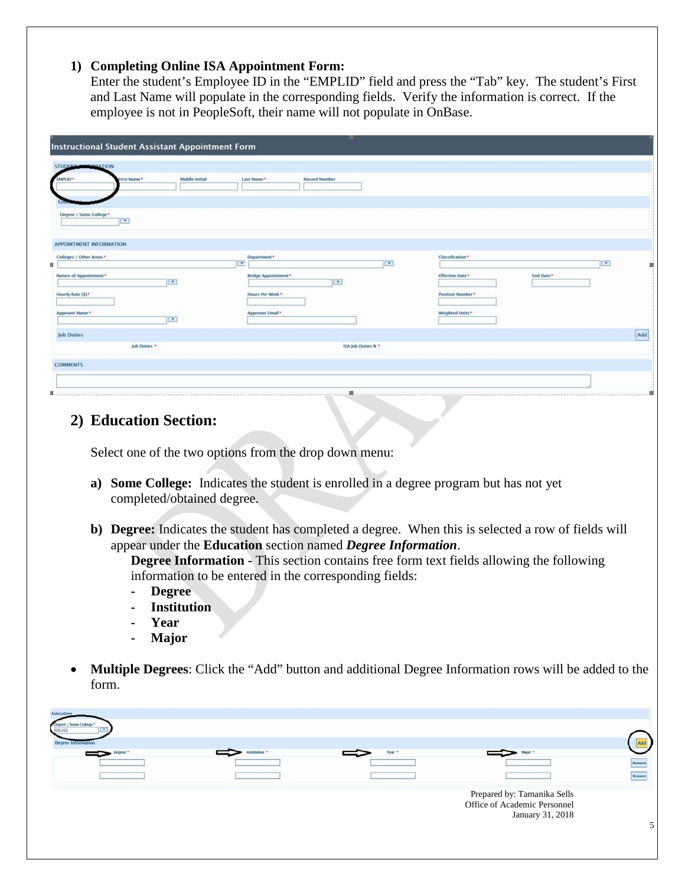## 1) Completing Online ISA Appointment Form:

Enter the student's Employee ID in the "EMPLID" field and press the "Tab" key. The student's First and Last Name will populate in the corresponding fields. Verify the information is correct. If the employee is not in PeopleSoft, their name will not populate in OnBase.

## 2) Education Section:

Select one of the two options from the drop down menu:

**a) Some College:** Indicates the student is enrolled in a degree program but has not yet completed/obtained degree.

**b) Degree:** Indicates the student has completed a degree. When this is selected a row of fields will appear under the **Education** section named ***Degree Information***.

**Degree Information** - This section contains free form text fields allowing the following information to be entered in the corresponding fields:

- **Degree**
- **Institution**
- **Year**
- **Major**

- **Multiple Degrees**: Click the "Add" button and additional Degree Information rows will be added to the form.

Prepared by: Tamanika Sells
Office of Academic Personnel
January 31, 2018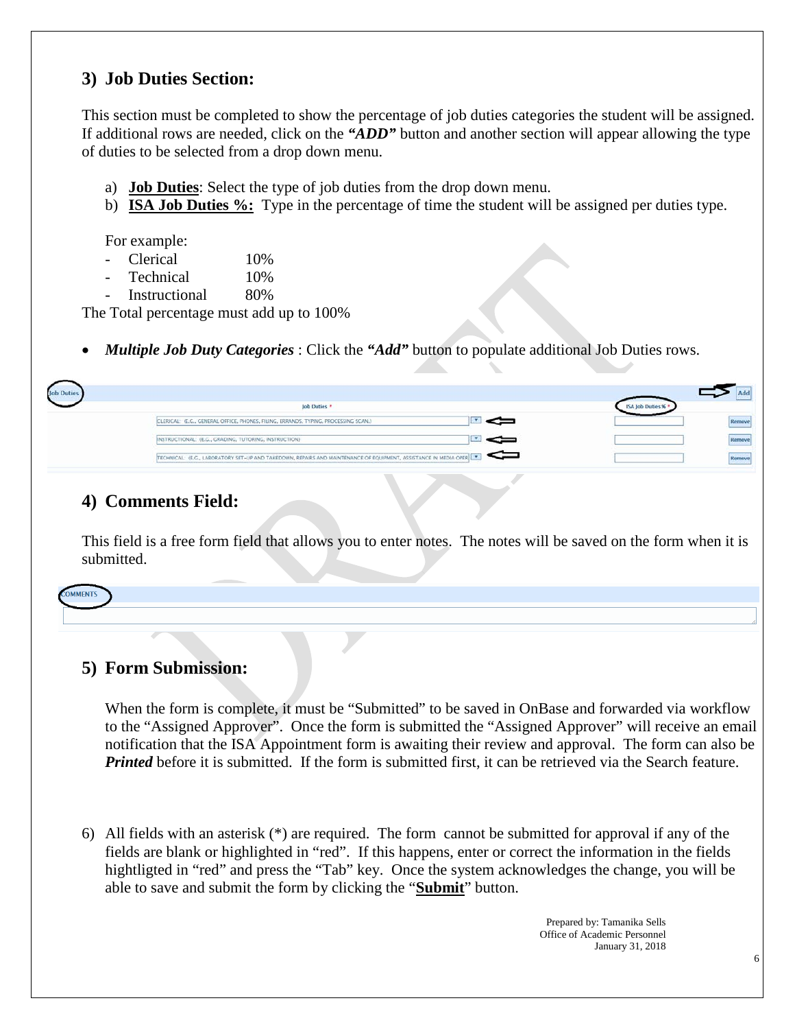## 3) Job Duties Section:

This section must be completed to show the percentage of job duties categories the student will be assigned. If additional rows are needed, click on the ***"ADD"*** button and another section will appear allowing the type of duties to be selected from a drop down menu.

a) **Job Duties**: Select the type of job duties from the drop down menu.
b) **ISA Job Duties %:** Type in the percentage of time the student will be assigned per duties type.

For example:

- Clerical 10%
- Technical 10%
- Instructional 80%

The Total percentage must add up to 100%

- ***Multiple Job Duty Categories*** : Click the ***"Add"*** button to populate additional Job Duties rows.

| Job Duties * | ISA Job Duties % * | |
|---|---|---|
| CLERICAL: (E.G., GENERAL OFFICE, PHONES, FILING, ERRANDS, TYPING, PROCESSING SCAN.) | | Remove |
| INSTRUCTIONAL: (E.G., GRADING, TUTORING, INSTRUCTION) | | Remove |
| TECHNICAL: (E.G., LABORATORY SET-UP AND TAKEDOWN, REPAIRS AND MAINTENANCE OF EQUIPMENT, ASSISTANCE IN MEDIA OPER | | Remove |

## 4) Comments Field:

This field is a free form field that allows you to enter notes. The notes will be saved on the form when it is submitted.

COMMENTS

## 5) Form Submission:

When the form is complete, it must be "Submitted" to be saved in OnBase and forwarded via workflow to the "Assigned Approver". Once the form is submitted the "Assigned Approver" will receive an email notification that the ISA Appointment form is awaiting their review and approval. The form can also be ***Printed*** before it is submitted. If the form is submitted first, it can be retrieved via the Search feature.

6) All fields with an asterisk (*) are required. The form cannot be submitted for approval if any of the fields are blank or highlighted in "red". If this happens, enter or correct the information in the fields hightligted in "red" and press the "Tab" key. Once the system acknowledges the change, you will be able to save and submit the form by clicking the "**Submit**" button.

Prepared by: Tamanika Sells
Office of Academic Personnel
January 31, 2018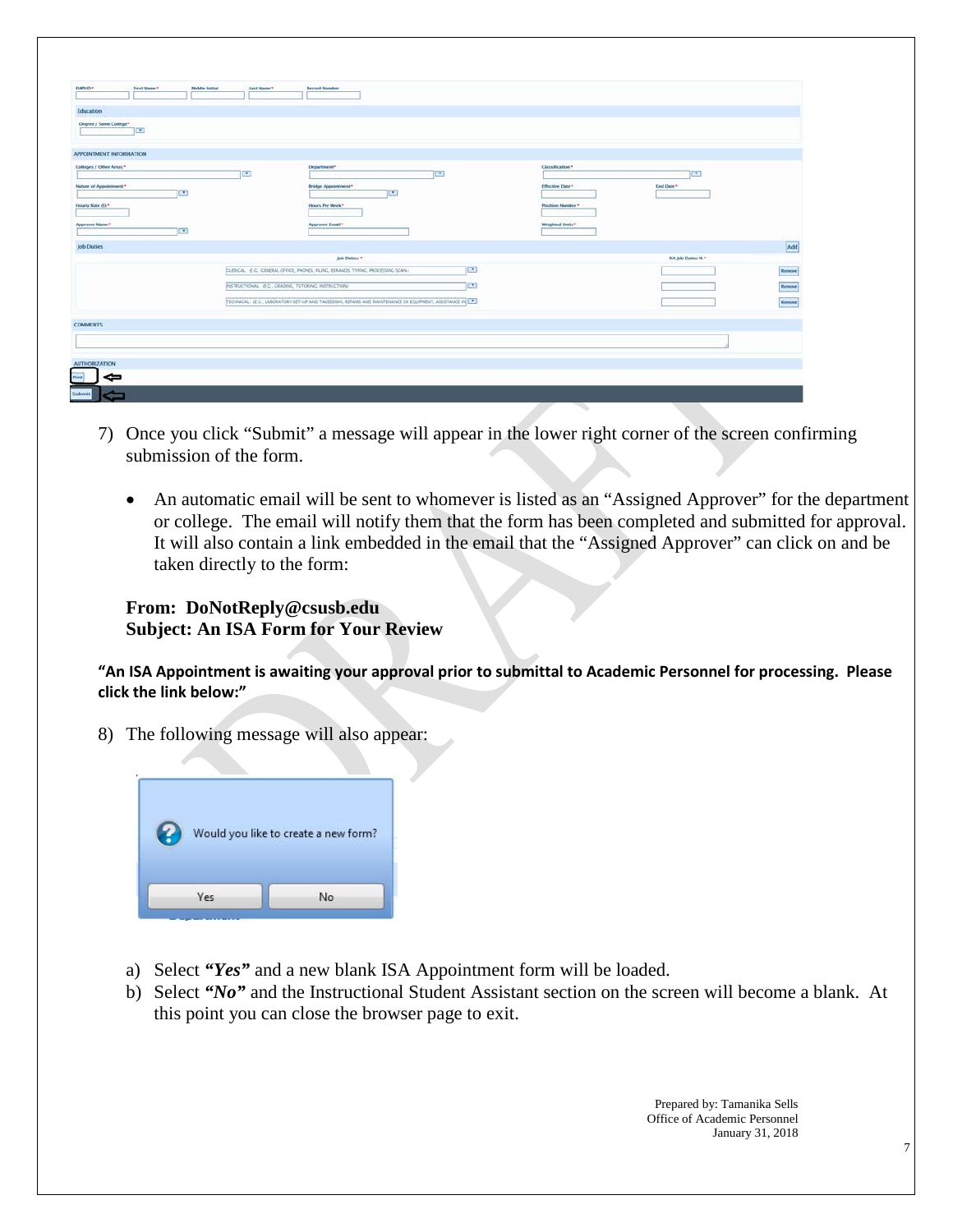7) Once you click "Submit" a message will appear in the lower right corner of the screen confirming submission of the form.

   - An automatic email will be sent to whomever is listed as an "Assigned Approver" for the department or college. The email will notify them that the form has been completed and submitted for approval. It will also contain a link embedded in the email that the "Assigned Approver" can click on and be taken directly to the form:

**From: DoNotReply@csusb.edu**
**Subject: An ISA Form for Your Review**

**"An ISA Appointment is awaiting your approval prior to submittal to Academic Personnel for processing. Please click the link below:"**

8) The following message will also appear:

   a) Select ***"Yes"*** and a new blank ISA Appointment form will be loaded.
   b) Select ***"No"*** and the Instructional Student Assistant section on the screen will become a blank. At this point you can close the browser page to exit.

Prepared by: Tamanika Sells
Office of Academic Personnel
January 31, 2018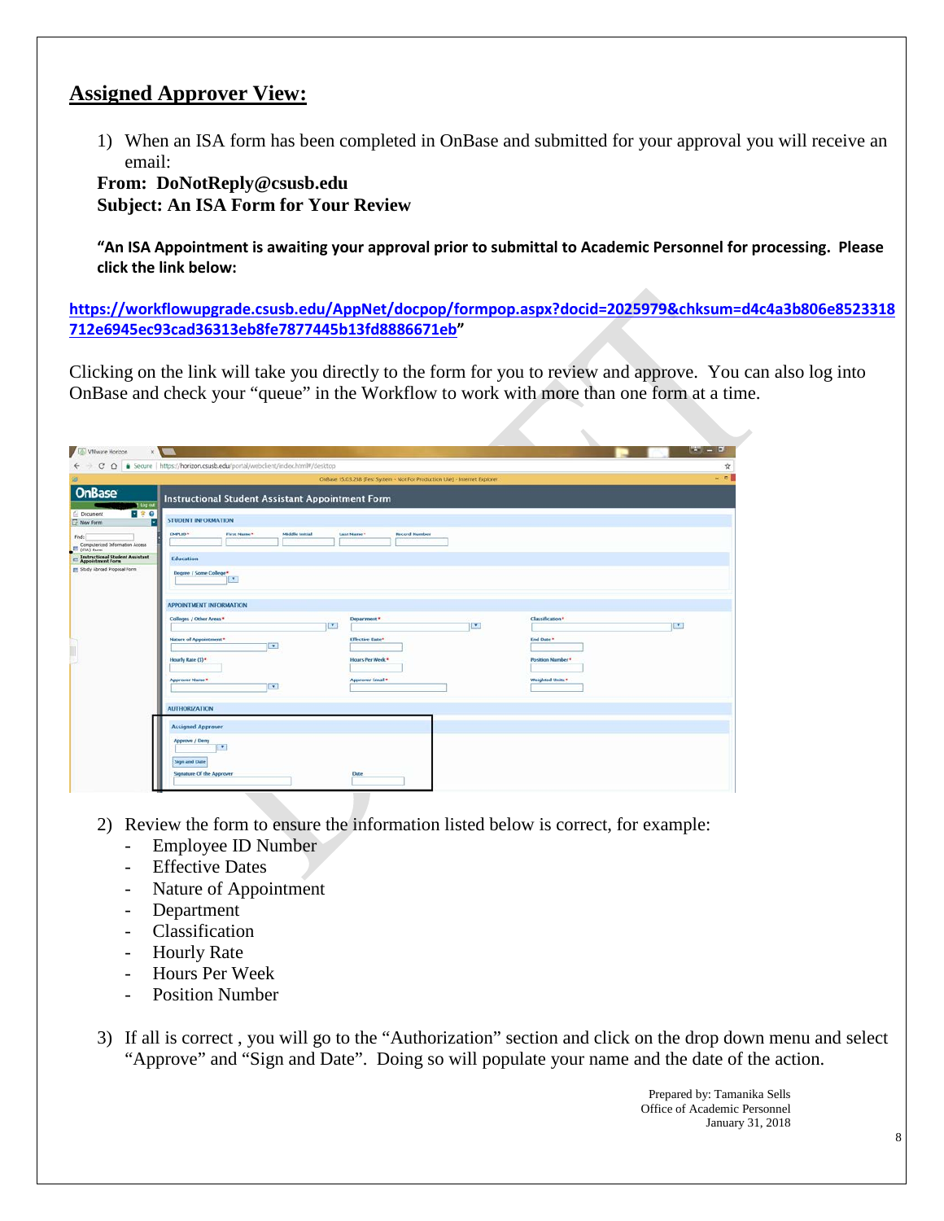## Assigned Approver View:

1) When an ISA form has been completed in OnBase and submitted for your approval you will receive an email:

**From: DoNotReply@csusb.edu**
**Subject: An ISA Form for Your Review**

**"An ISA Appointment is awaiting your approval prior to submittal to Academic Personnel for processing. Please click the link below:**

**https://workflowupgrade.csusb.edu/AppNet/docpop/formpop.aspx?docid=2025979&chksum=d4c4a3b806e8523318712e6945ec93cad36313eb8fe7877445b13fd8886671eb"**

Clicking on the link will take you directly to the form for you to review and approve. You can also log into OnBase and check your "queue" in the Workflow to work with more than one form at a time.

2) Review the form to ensure the information listed below is correct, for example:
   - Employee ID Number
   - Effective Dates
   - Nature of Appointment
   - Department
   - Classification
   - Hourly Rate
   - Hours Per Week
   - Position Number

3) If all is correct , you will go to the "Authorization" section and click on the drop down menu and select "Approve" and "Sign and Date". Doing so will populate your name and the date of the action.

Prepared by: Tamanika Sells
Office of Academic Personnel
January 31, 2018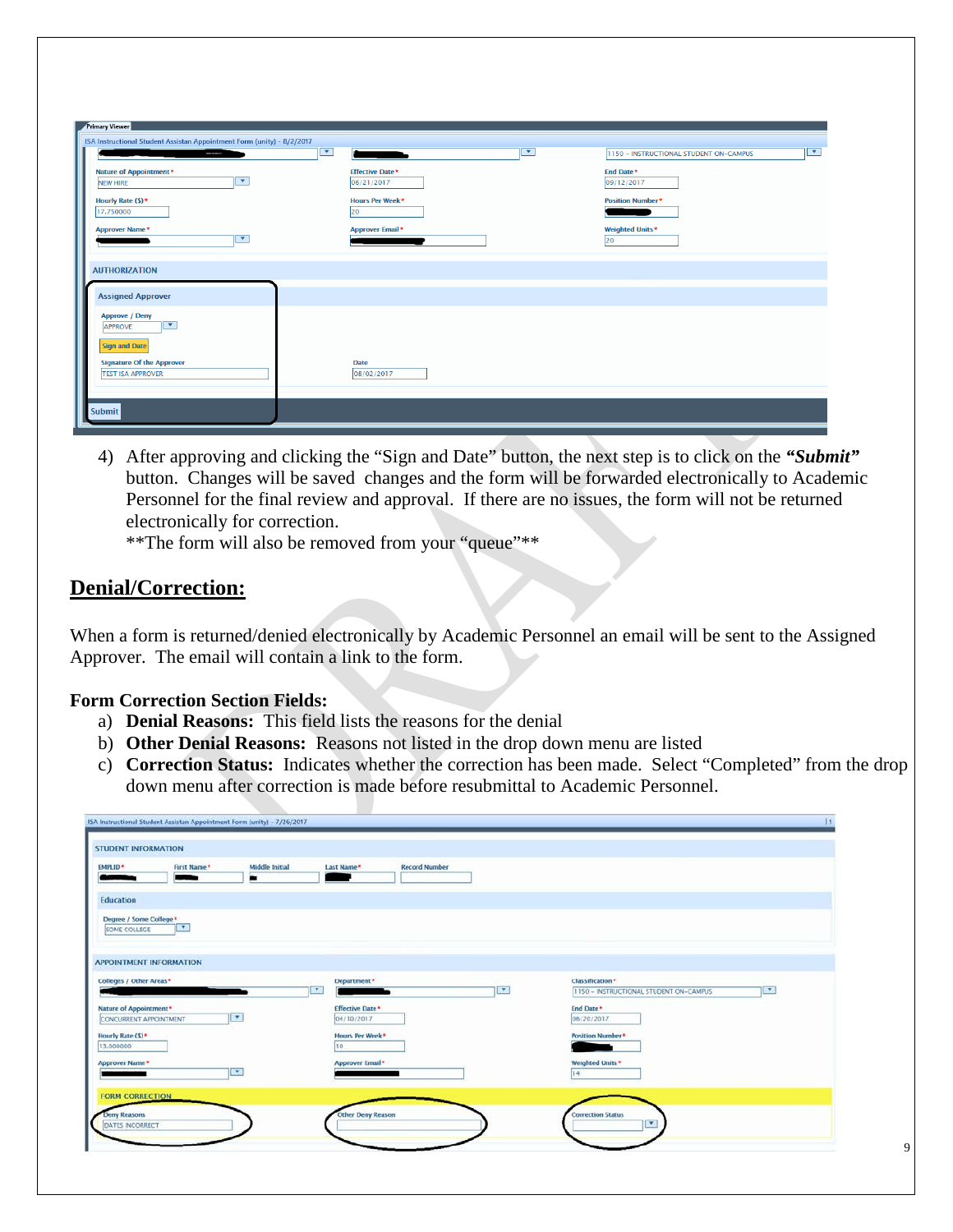4) After approving and clicking the "Sign and Date" button, the next step is to click on the ***"Submit"*** button. Changes will be saved changes and the form will be forwarded electronically to Academic Personnel for the final review and approval. If there are no issues, the form will not be returned electronically for correction.
   **The form will also be removed from your "queue"**

## Denial/Correction:

When a form is returned/denied electronically by Academic Personnel an email will be sent to the Assigned Approver. The email will contain a link to the form.

**Form Correction Section Fields:**

a) **Denial Reasons:** This field lists the reasons for the denial
b) **Other Denial Reasons:** Reasons not listed in the drop down menu are listed
c) **Correction Status:** Indicates whether the correction has been made. Select "Completed" from the drop down menu after correction is made before resubmittal to Academic Personnel.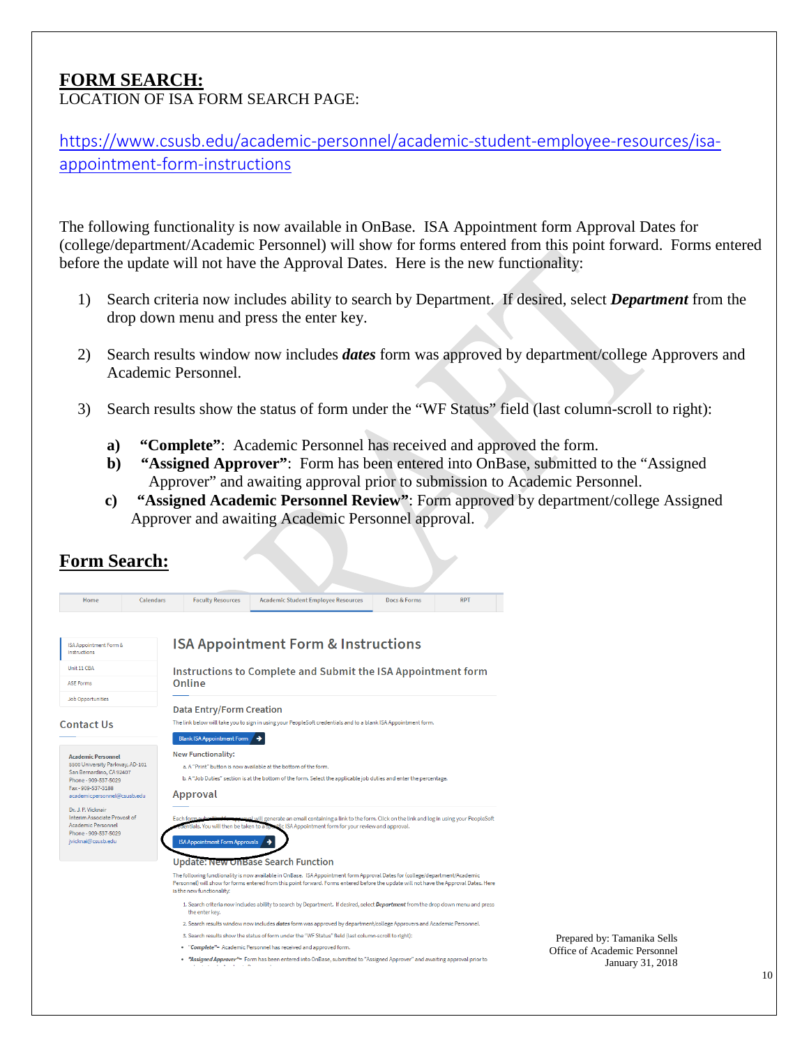# FORM SEARCH:

LOCATION OF ISA FORM SEARCH PAGE:

https://www.csusb.edu/academic-personnel/academic-student-employee-resources/isa-appointment-form-instructions

The following functionality is now available in OnBase. ISA Appointment form Approval Dates for (college/department/Academic Personnel) will show for forms entered from this point forward. Forms entered before the update will not have the Approval Dates. Here is the new functionality:

1) Search criteria now includes ability to search by Department. If desired, select ***Department*** from the drop down menu and press the enter key.

2) Search results window now includes ***dates*** form was approved by department/college Approvers and Academic Personnel.

3) Search results show the status of form under the "WF Status" field (last column-scroll to right):

   **a)** **"Complete"**: Academic Personnel has received and approved the form.
   **b)** **"Assigned Approver"**: Form has been entered into OnBase, submitted to the "Assigned Approver" and awaiting approval prior to submission to Academic Personnel.
   **c)** **"Assigned Academic Personnel Review"**: Form approved by department/college Assigned Approver and awaiting Academic Personnel approval.

## Form Search:

Home | Calendars | Faculty Resources | Academic Student Employee Resources | Docs & Forms | RPT

- ISA Appointment Form & Instructions
- Unit 11 CBA
- ASE Forms
- Job Opportunities

**Contact Us**

**Academic Personnel**
5500 University Parkway, AD-101
San Bernardino, CA 92407
Phone - 909-537-5029
Fax - 909-537-3188
academicpersonnel@csusb.edu

Dr. J. P. Vicknair
Interim Associate Provost of Academic Personnel
Phone - 909-537-5029
jvicknai@csusb.edu

### ISA Appointment Form & Instructions

**Instructions to Complete and Submit the ISA Appointment form Online**

**Data Entry/Form Creation**

The link below will take you to sign in using your PeopleSoft credentials and to a blank ISA Appointment form.

Blank ISA Appointment Form

**New Functionality:**

a. A "Print" button is now available at the bottom of the form.

b. A "Job Duties" section is at the bottom of the form. Select the applicable job duties and enter the percentage.

**Approval**

Each form submitted ... will generate an email containing a link to the form. Click on the link and log in using your PeopleSoft credentials. You will then be taken to a specific ISA Appointment form for your review and approval.

ISA Appointment Form Approvals

**Update: New OnBase Search Function**

The following functionality is now available in OnBase. ISA Appointment form Approval Dates for (college/department/Academic Personnel) will show for forms entered from this point forward. Forms entered before the update will not have the Approval Dates. Here is the new functionality:

1. Search criteria now includes ability to search by Department. If desired, select ***Department*** from the drop down menu and press the enter key.
2. Search results window now includes ***dates*** form was approved by department/college Approvers and Academic Personnel.
3. Search results show the status of form under the "WF Status" field (last column-scroll to right):

- "***Complete***"- Academic Personnel has received and approved form.
- "***Assigned Approver***"- Form has been entered into OnBase, submitted to "Assigned Approver" and awaiting approval prior to

Prepared by: Tamanika Sells
Office of Academic Personnel
January 31, 2018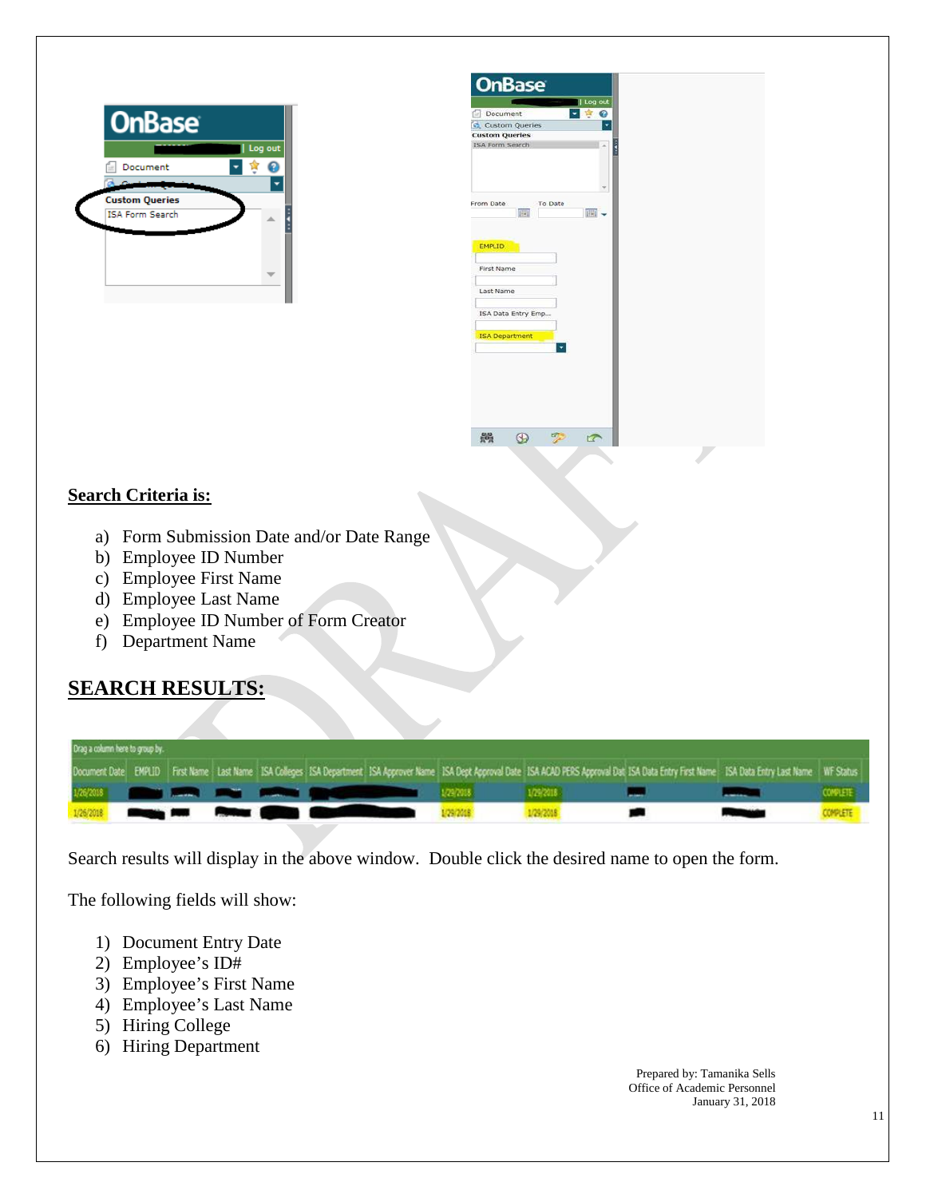**Search Criteria is:**

a) Form Submission Date and/or Date Range
b) Employee ID Number
c) Employee First Name
d) Employee Last Name
e) Employee ID Number of Form Creator
f) Department Name

## SEARCH RESULTS:

Search results will display in the above window. Double click the desired name to open the form.

The following fields will show:

1) Document Entry Date
2) Employee's ID#
3) Employee's First Name
4) Employee's Last Name
5) Hiring College
6) Hiring Department

Prepared by: Tamanika Sells
Office of Academic Personnel
January 31, 2018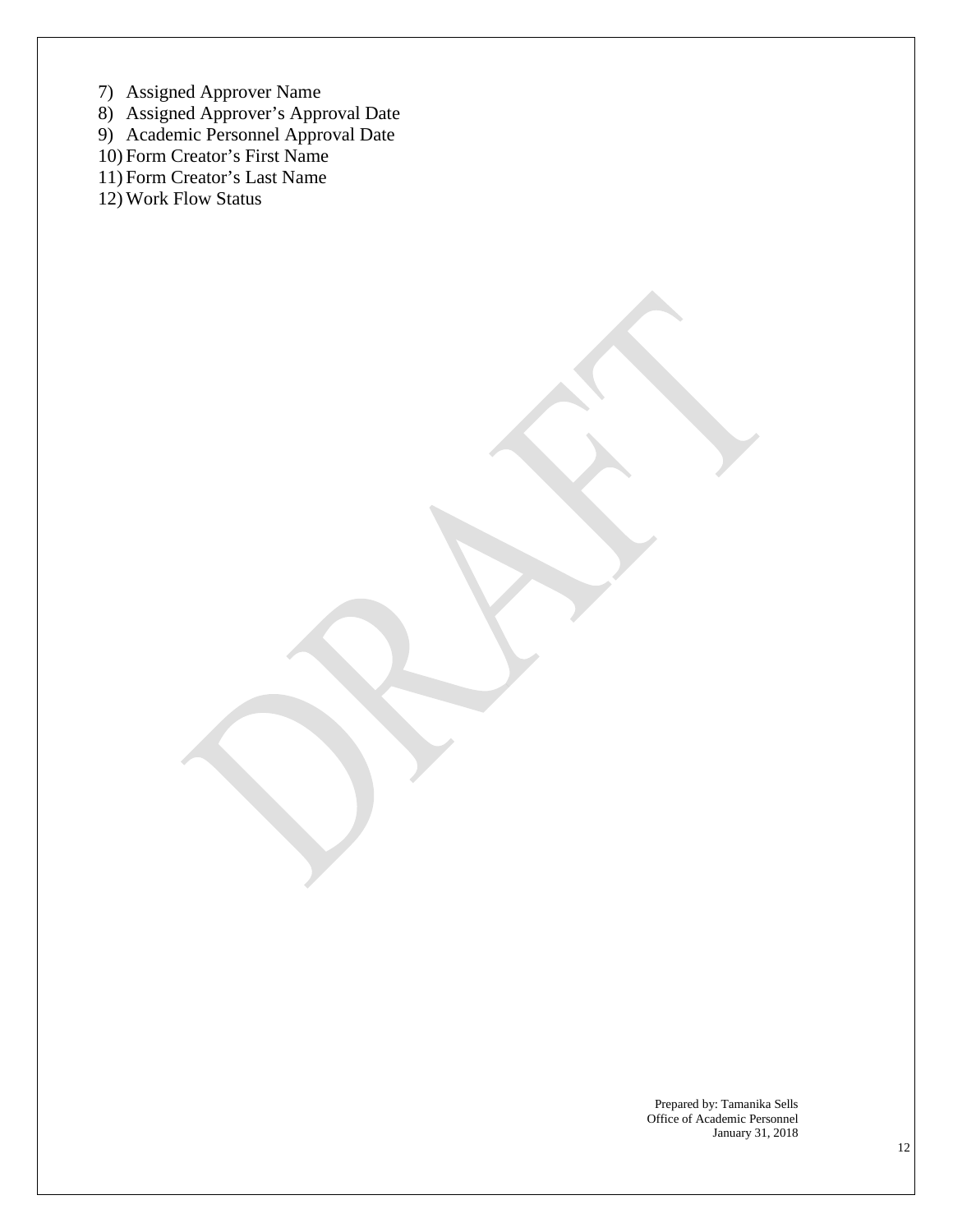7) Assigned Approver Name
8) Assigned Approver's Approval Date
9) Academic Personnel Approval Date
10) Form Creator's First Name
11) Form Creator's Last Name
12) Work Flow Status

Prepared by: Tamanika Sells
Office of Academic Personnel
January 31, 2018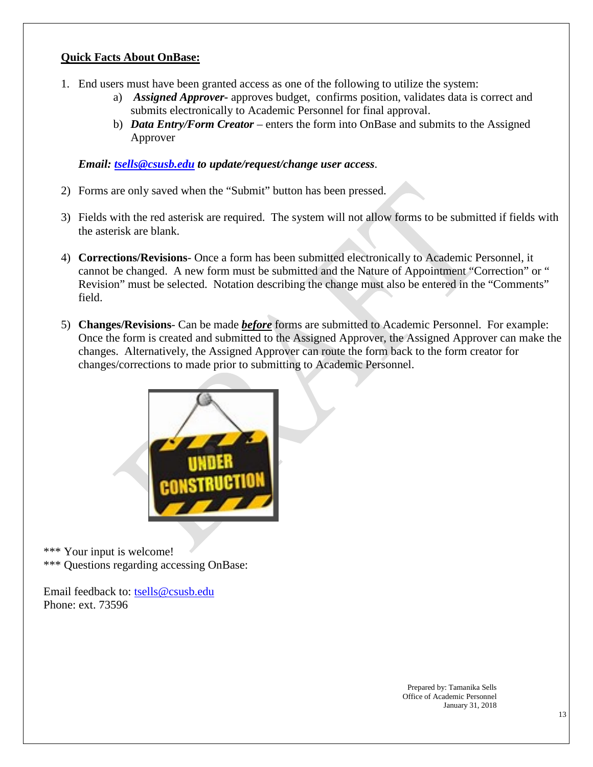**Quick Facts About OnBase:**

1. End users must have been granted access as one of the following to utilize the system:
   a) ***Assigned Approver-*** approves budget, confirms position, validates data is correct and submits electronically to Academic Personnel for final approval.
   b) ***Data Entry/Form Creator*** – enters the form into OnBase and submits to the Assigned Approver

   ***Email: tsells@csusb.edu to update/request/change user access***.

2) Forms are only saved when the "Submit" button has been pressed.

3) Fields with the red asterisk are required. The system will not allow forms to be submitted if fields with the asterisk are blank.

4) **Corrections/Revisions**- Once a form has been submitted electronically to Academic Personnel, it cannot be changed. A new form must be submitted and the Nature of Appointment "Correction" or " Revision" must be selected. Notation describing the change must also be entered in the "Comments" field.

5) **Changes/Revisions**- Can be made ***before*** forms are submitted to Academic Personnel. For example: Once the form is created and submitted to the Assigned Approver, the Assigned Approver can make the changes. Alternatively, the Assigned Approver can route the form back to the form creator for changes/corrections to made prior to submitting to Academic Personnel.

UNDER CONSTRUCTION

*** Your input is welcome!
*** Questions regarding accessing OnBase:

Email feedback to: tsells@csusb.edu
Phone: ext. 73596

Prepared by: Tamanika Sells
Office of Academic Personnel
January 31, 2018